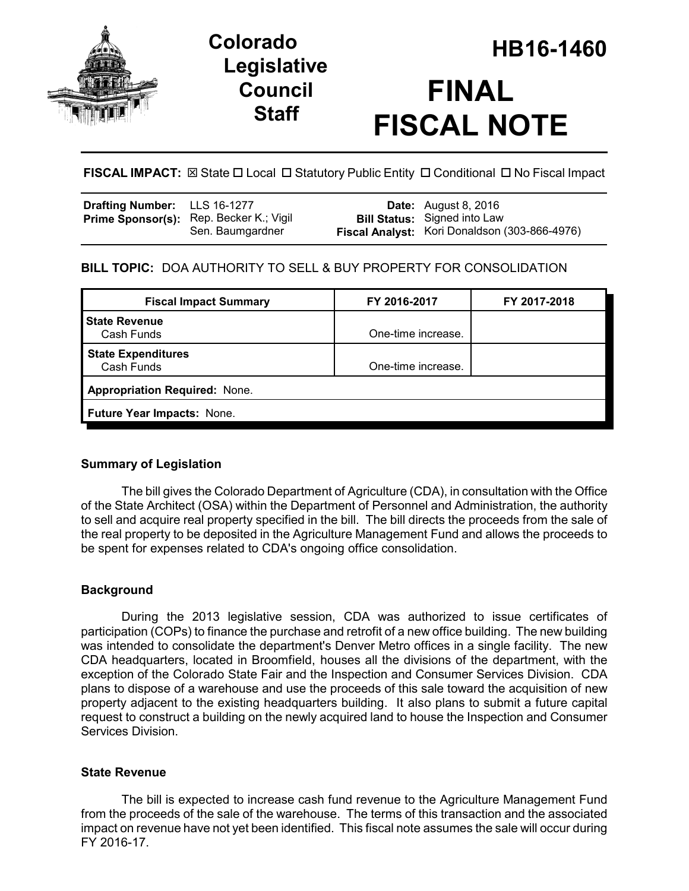# Colorado Legislative Council Staff

# HB16-1460

# FINAL FISCAL NOTE

**FISCAL IMPACT:** ☒ State ☐ Local ☐ Statutory Public Entity ☐ Conditional ☐ No Fiscal Impact

| | | | |
|---|---|---|---|
| **Drafting Number:** | LLS 16-1277 | **Date:** | August 8, 2016 |
| **Prime Sponsor(s):** | Rep. Becker K.; Vigil<br>Sen. Baumgardner | **Bill Status:** | Signed into Law |
| | | **Fiscal Analyst:** | Kori Donaldson (303-866-4976) |

**BILL TOPIC:** DOA AUTHORITY TO SELL & BUY PROPERTY FOR CONSOLIDATION

| Fiscal Impact Summary | FY 2016-2017 | FY 2017-2018 |
|---|---|---|
| **State Revenue**<br>Cash Funds | One-time increase. | |
| **State Expenditures**<br>Cash Funds | One-time increase. | |
| **Appropriation Required:** None. | | |
| **Future Year Impacts:** None. | | |

### Summary of Legislation

The bill gives the Colorado Department of Agriculture (CDA), in consultation with the Office of the State Architect (OSA) within the Department of Personnel and Administration, the authority to sell and acquire real property specified in the bill. The bill directs the proceeds from the sale of the real property to be deposited in the Agriculture Management Fund and allows the proceeds to be spent for expenses related to CDA's ongoing office consolidation.

### Background

During the 2013 legislative session, CDA was authorized to issue certificates of participation (COPs) to finance the purchase and retrofit of a new office building. The new building was intended to consolidate the department's Denver Metro offices in a single facility. The new CDA headquarters, located in Broomfield, houses all the divisions of the department, with the exception of the Colorado State Fair and the Inspection and Consumer Services Division. CDA plans to dispose of a warehouse and use the proceeds of this sale toward the acquisition of new property adjacent to the existing headquarters building. It also plans to submit a future capital request to construct a building on the newly acquired land to house the Inspection and Consumer Services Division.

### State Revenue

The bill is expected to increase cash fund revenue to the Agriculture Management Fund from the proceeds of the sale of the warehouse. The terms of this transaction and the associated impact on revenue have not yet been identified. This fiscal note assumes the sale will occur during FY 2016-17.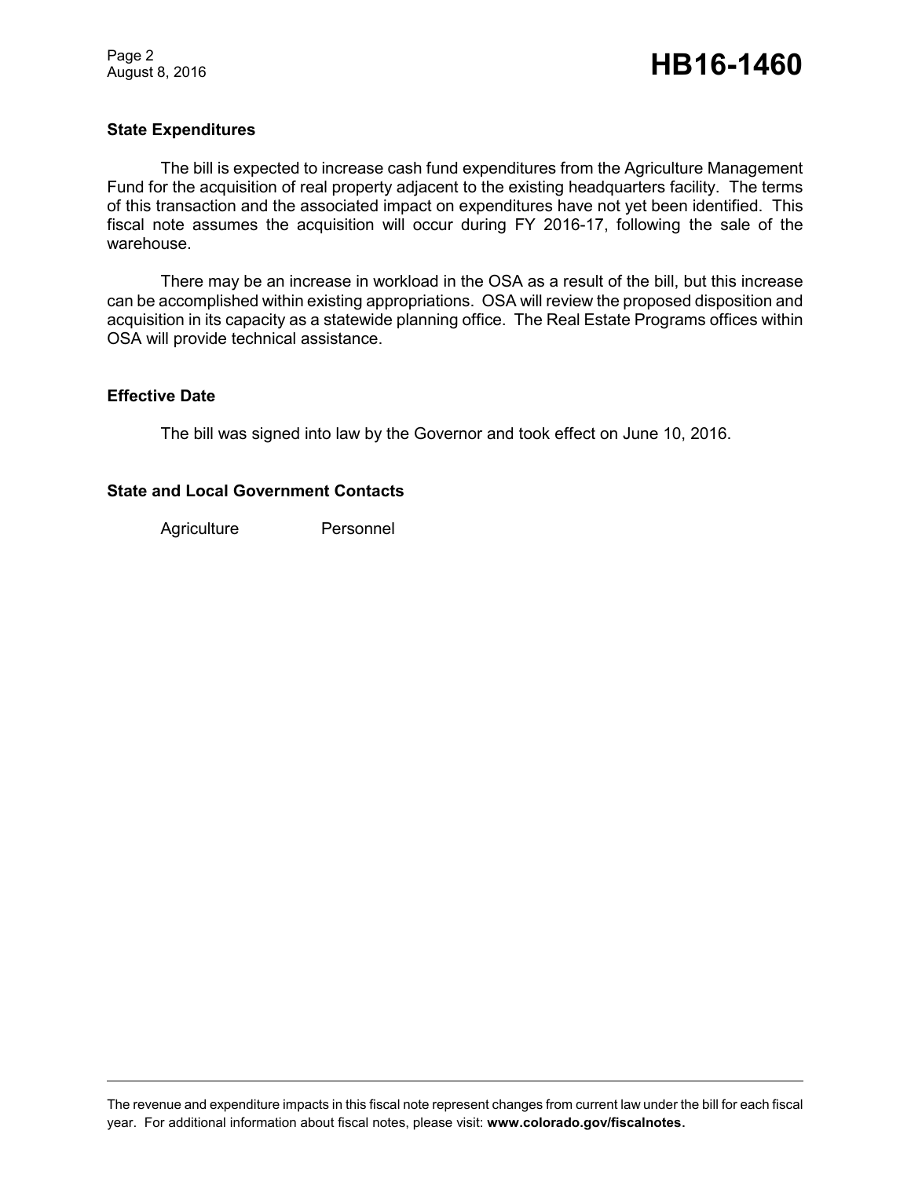## State Expenditures

The bill is expected to increase cash fund expenditures from the Agriculture Management Fund for the acquisition of real property adjacent to the existing headquarters facility. The terms of this transaction and the associated impact on expenditures have not yet been identified. This fiscal note assumes the acquisition will occur during FY 2016-17, following the sale of the warehouse.

There may be an increase in workload in the OSA as a result of the bill, but this increase can be accomplished within existing appropriations. OSA will review the proposed disposition and acquisition in its capacity as a statewide planning office. The Real Estate Programs offices within OSA will provide technical assistance.

## Effective Date

The bill was signed into law by the Governor and took effect on June 10, 2016.

## State and Local Government Contacts

Agriculture Personnel

The revenue and expenditure impacts in this fiscal note represent changes from current law under the bill for each fiscal year. For additional information about fiscal notes, please visit: **www.colorado.gov/fiscalnotes.**